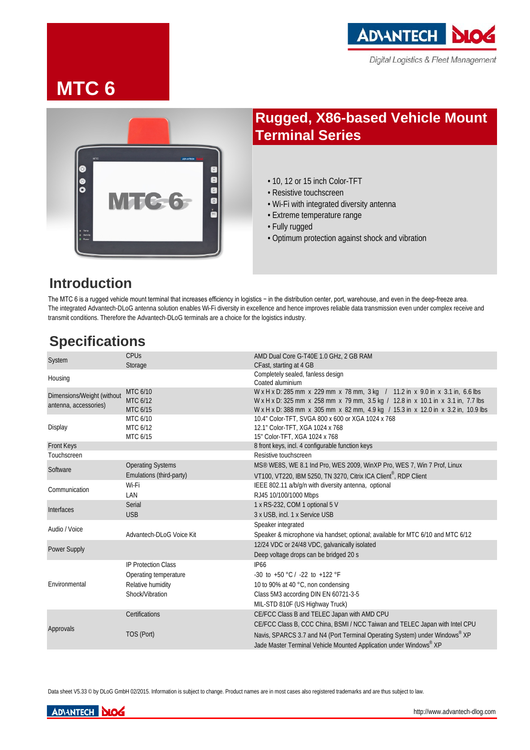# MTC 6

Digital Logistics & Fleet Management

## Rugged, X86-based Vehicle Mount Terminal Series

- 10, 12 or 15 inch Color-TFT
- Resistive touchscreen
- Wi-Fi with integrated diversity antenna
- Extreme temperature range
- Fully rugged
- Optimum protection against shock and vibration

## Introduction

The MTC 6 is a rugged vehicle mount terminal that increases efficiency in logistics − in the distribution center, port, warehouse, and even in the deep-freeze area. The integrated Advantech-DLoG antenna solution enables Wi-Fi diversity in excellence and hence improves reliable data transmission even under complex receive and transmit conditions. Therefore the Advantech-DLoG terminals are a choice for the logistics industry.

## Specifications

| | | |
|---|---|---|
| System | CPUs | AMD Dual Core G-T40E 1.0 GHz, 2 GB RAM |
| | Storage | CFast, starting at 4 GB |
| Housing | | Completely sealed, fanless design |
| | | Coated aluminium |
| Dimensions/Weight (without antenna, accessories) | MTC 6/10 | W x H x D: 285 mm x 229 mm x 78 mm, 3 kg / 11.2 in x 9.0 in x 3.1 in, 6.6 lbs |
| | MTC 6/12 | W x H x D: 325 mm x 258 mm x 79 mm, 3.5 kg / 12.8 in x 10.1 in x 3.1 in, 7.7 lbs |
| | MTC 6/15 | W x H x D: 388 mm x 305 mm x 82 mm, 4.9 kg / 15.3 in x 12.0 in x 3.2 in, 10.9 lbs |
| Display | MTC 6/10 | 10.4" Color-TFT, SVGA 800 x 600 or XGA 1024 x 768 |
| | MTC 6/12 | 12.1" Color-TFT, XGA 1024 x 768 |
| | MTC 6/15 | 15" Color-TFT, XGA 1024 x 768 |
| Front Keys | | 8 front keys, incl. 4 configurable function keys |
| Touchscreen | | Resistive touchscreen |
| Software | Operating Systems | MS® WE8S, WE 8.1 Ind Pro, WES 2009, WinXP Pro, WES 7, Win 7 Prof, Linux |
| | Emulations (third-party) | VT100, VT220, IBM 5250, TN 3270, Citrix ICA Client®, RDP Client |
| Communication | Wi-Fi | IEEE 802.11 a/b/g/n with diversity antenna, optional |
| | LAN | RJ45 10/100/1000 Mbps |
| Interfaces | Serial | 1 x RS-232, COM 1 optional 5 V |
| | USB | 3 x USB, incl. 1 x Service USB |
| Audio / Voice | | Speaker integrated |
| | Advantech-DLoG Voice Kit | Speaker & microphone via handset; optional; available for MTC 6/10 and MTC 6/12 |
| Power Supply | | 12/24 VDC or 24/48 VDC, galvanically isolated |
| | | Deep voltage drops can be bridged 20 s |
| Environmental | IP Protection Class | IP66 |
| | Operating temperature | -30 to +50 °C / -22 to +122 °F |
| | Relative humidity | 10 to 90% at 40 °C, non condensing |
| | Shock/Vibration | Class 5M3 according DIN EN 60721-3-5 |
| | | MIL-STD 810F (US Highway Truck) |
| Approvals | Certifications | CE/FCC Class B and TELEC Japan with AMD CPU |
| | | CE/FCC Class B, CCC China, BSMI / NCC Taiwan and TELEC Japan with Intel CPU |
| | TOS (Port) | Navis, SPARCS 3.7 and N4 (Port Terminal Operating System) under Windows® XP |
| | | Jade Master Terminal Vehicle Mounted Application under Windows® XP |

Data sheet V5.33 © by DLoG GmbH 02/2015. Information is subject to change. Product names are in most cases also registered trademarks and are thus subject to law.

http://www.advantech-dlog.com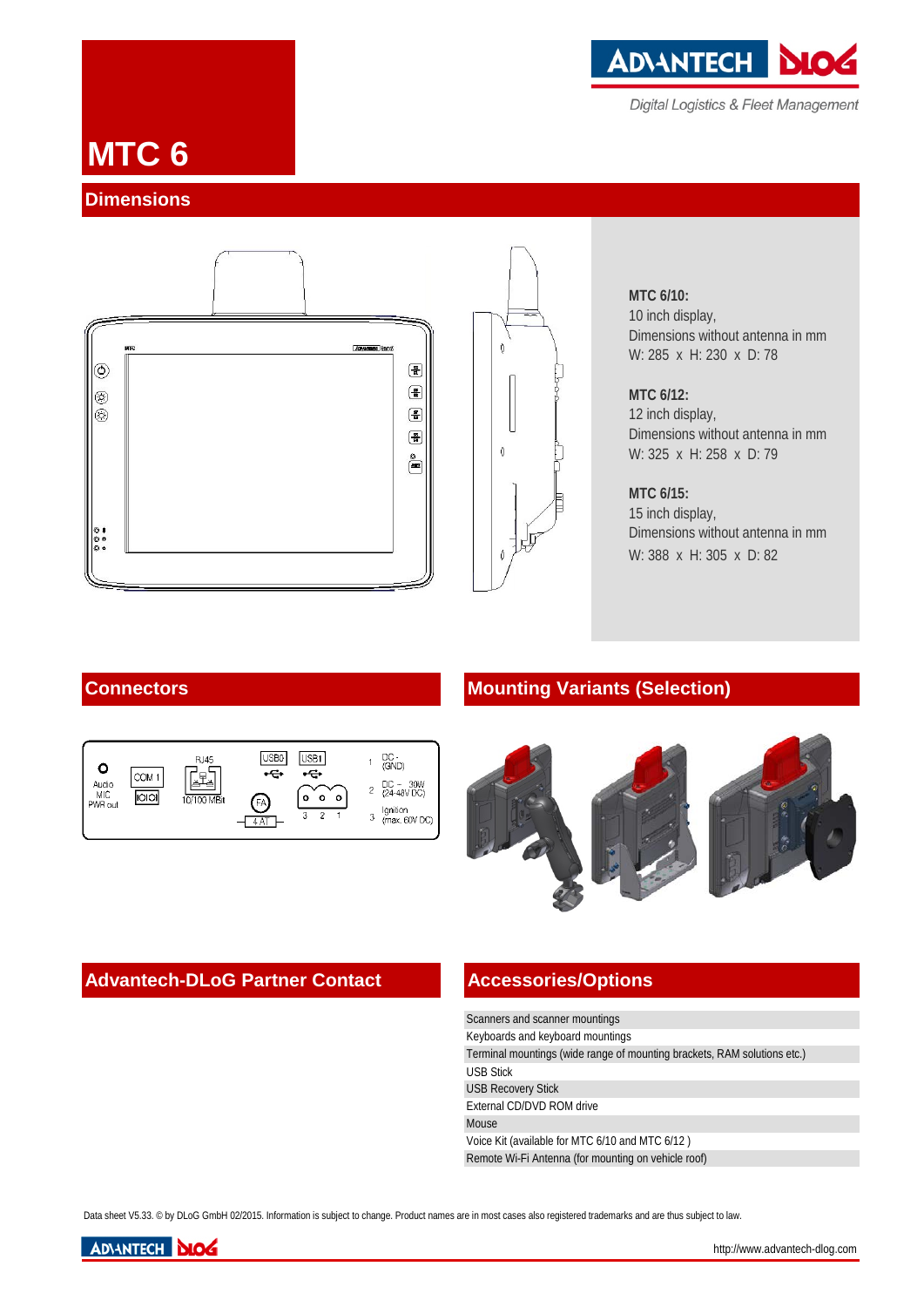# MTC 6

## Dimensions

**MTC 6/10:**
10 inch display,
Dimensions without antenna in mm
W: 285 x H: 230 x D: 78

**MTC 6/12:**
12 inch display,
Dimensions without antenna in mm
W: 325 x H: 258 x D: 79

**MTC 6/15:**
15 inch display,
Dimensions without antenna in mm
W: 388 x H: 305 x D: 82

## Connectors

Audio
MIC
PWR out

COM 1

RJ45
10/100 MBit

USB0

USB1

FA
4 AT

3 2 1

1 DC - (GND)
2 DC ~ 30W (24-48V DC)
3 Ignition (max. 60V DC)

## Mounting Variants (Selection)

## Advantech-DLoG Partner Contact

## Accessories/Options

- Scanners and scanner mountings
- Keyboards and keyboard mountings
- Terminal mountings (wide range of mounting brackets, RAM solutions etc.)
- USB Stick
- USB Recovery Stick
- External CD/DVD ROM drive
- Mouse
- Voice Kit (available for MTC 6/10 and MTC 6/12 )
- Remote Wi-Fi Antenna (for mounting on vehicle roof)

Data sheet V5.33. © by DLoG GmbH 02/2015. Information is subject to change. Product names are in most cases also registered trademarks and are thus subject to law.

http://www.advantech-dlog.com